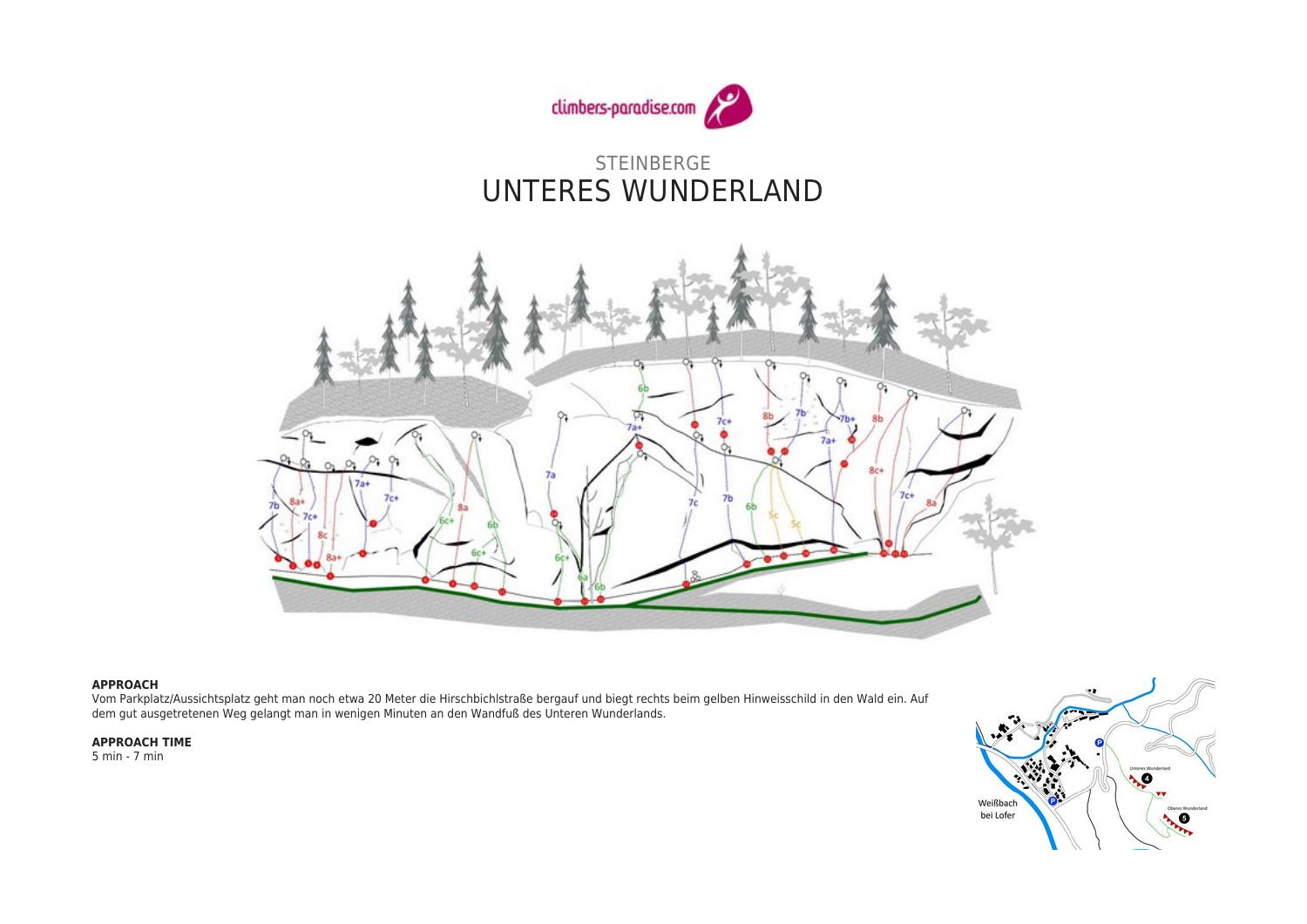STEINBERGE

# UNTERES WUNDERLAND

**APPROACH**

Vom Parkplatz/Aussichtsplatz geht man noch etwa 20 Meter die Hirschbichlstraße bergauf und biegt rechts beim gelben Hinweisschild in den Wald ein. Auf dem gut ausgetretenen Weg gelangt man in wenigen Minuten an den Wandfuß des Unteren Wunderlands.

**APPROACH TIME**

5 min - 7 min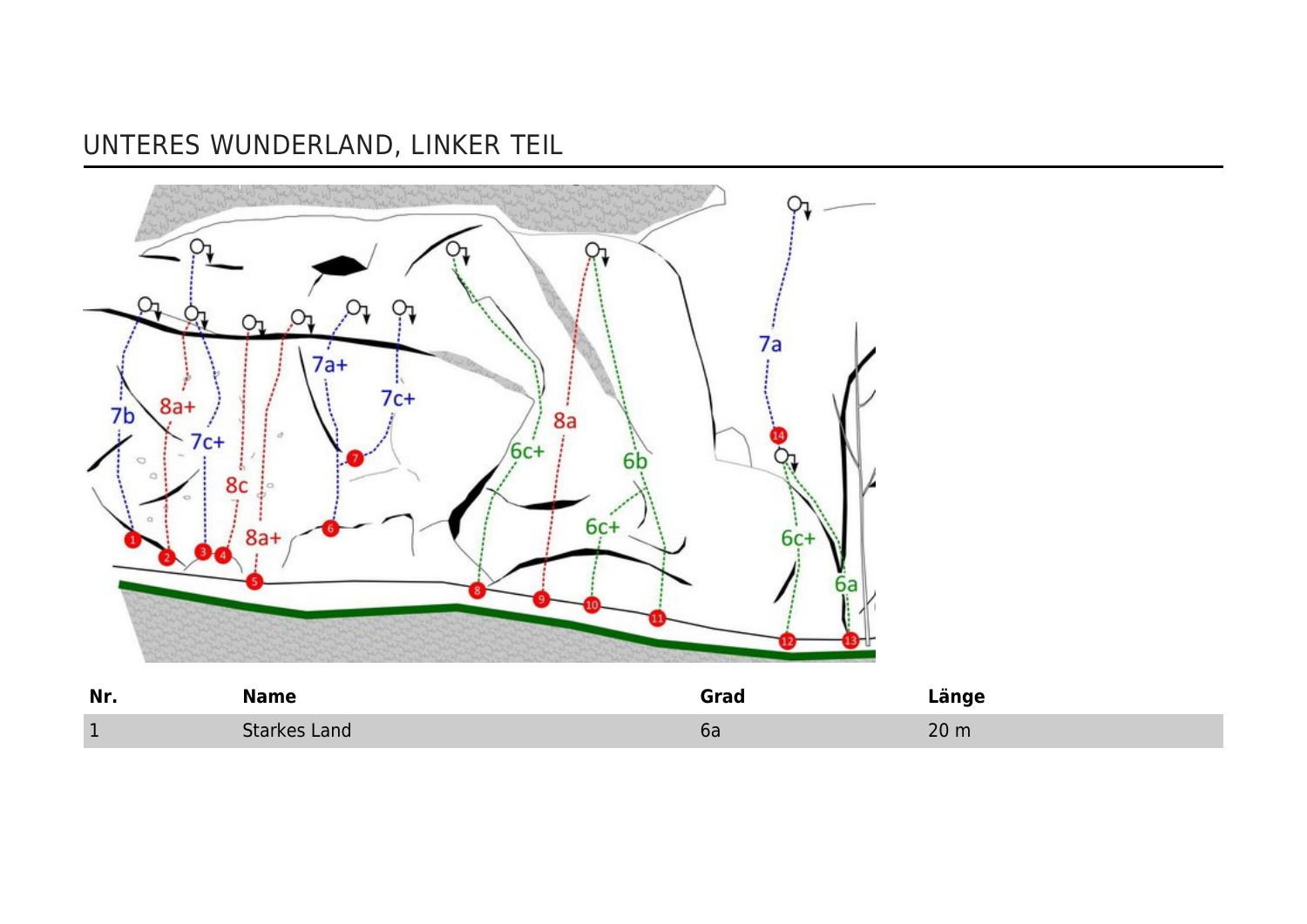# UNTERES WUNDERLAND, LINKER TEIL

| Nr. | Name | Grad | Länge |
|---|---|---|---|
| 1 | Starkes Land | 6a | 20 m |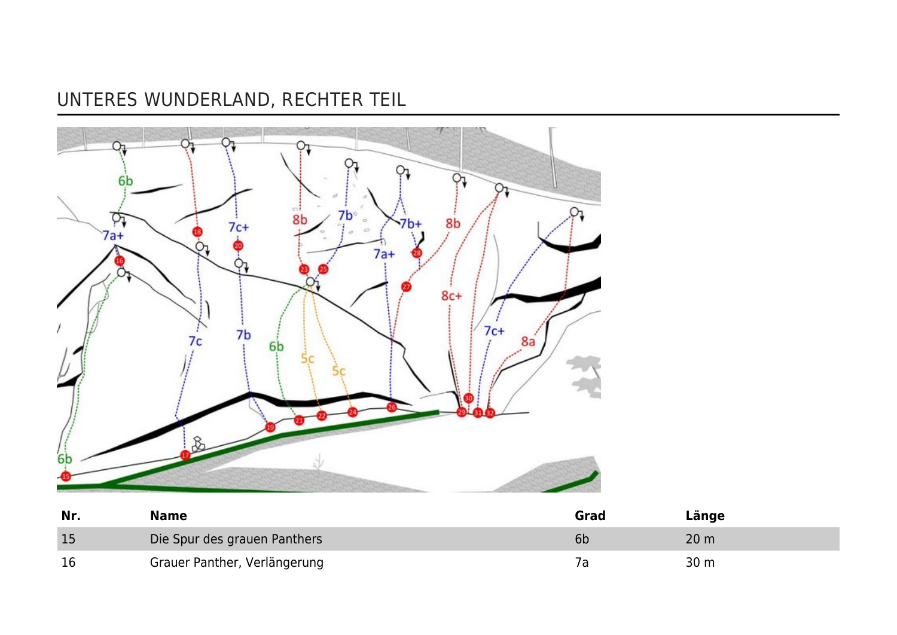# UNTERES WUNDERLAND, RECHTER TEIL

| Nr. | Name | Grad | Länge |
|---|---|---|---|
| 15 | Die Spur des grauen Panthers | 6b | 20 m |
| 16 | Grauer Panther, Verlängerung | 7a | 30 m |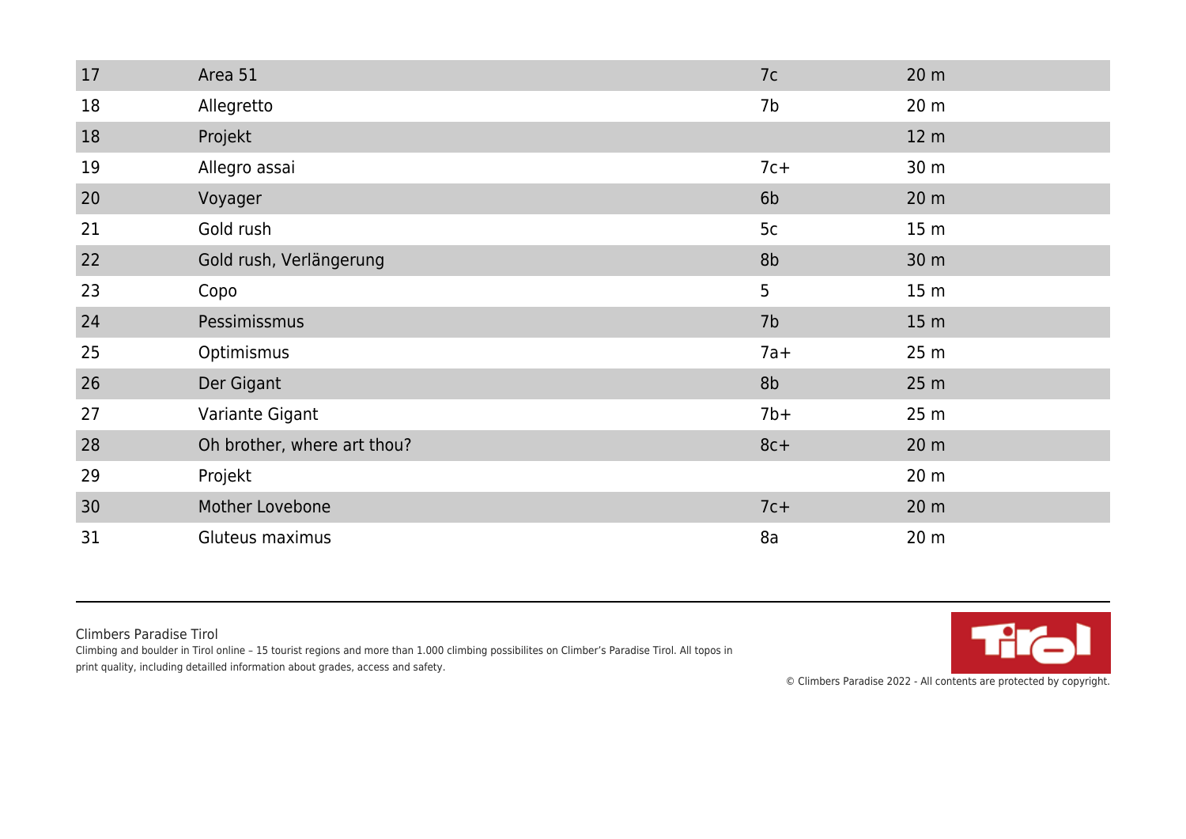| | | | |
|---|---|---|---|
| 17 | Area 51 | 7c | 20 m |
| 18 | Allegretto | 7b | 20 m |
| 18 | Projekt | | 12 m |
| 19 | Allegro assai | 7c+ | 30 m |
| 20 | Voyager | 6b | 20 m |
| 21 | Gold rush | 5c | 15 m |
| 22 | Gold rush, Verlängerung | 8b | 30 m |
| 23 | Copo | 5 | 15 m |
| 24 | Pessimissmus | 7b | 15 m |
| 25 | Optimismus | 7a+ | 25 m |
| 26 | Der Gigant | 8b | 25 m |
| 27 | Variante Gigant | 7b+ | 25 m |
| 28 | Oh brother, where art thou? | 8c+ | 20 m |
| 29 | Projekt | | 20 m |
| 30 | Mother Lovebone | 7c+ | 20 m |
| 31 | Gluteus maximus | 8a | 20 m |

Climbers Paradise Tirol

Climbing and boulder in Tirol online – 15 tourist regions and more than 1.000 climbing possibilites on Climber's Paradise Tirol. All topos in print quality, including detailled information about grades, access and safety.

© Climbers Paradise 2022 - All contents are protected by copyright.